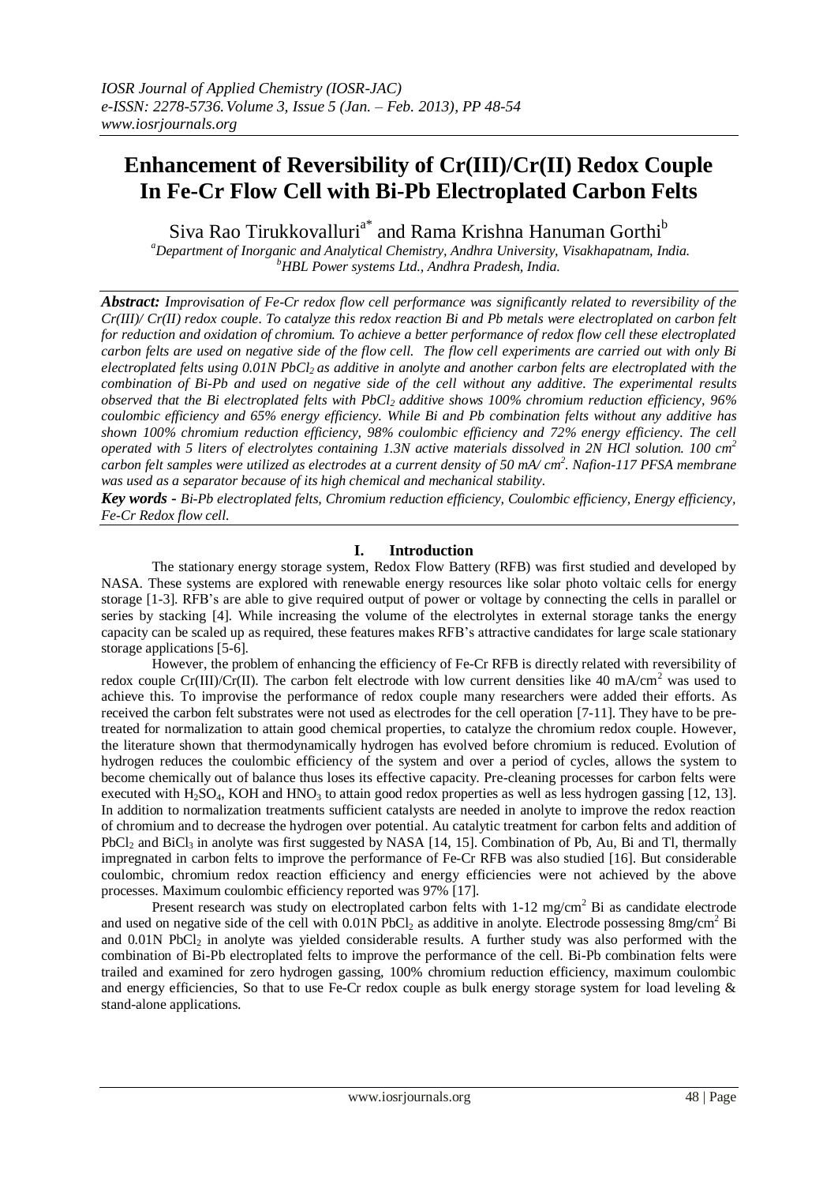# Enhancement of Reversibility of Cr(III)/Cr(II) Redox Couple In Fe-Cr Flow Cell with Bi-Pb Electroplated Carbon Felts

Siva Rao Tirukkovalluri[a*] and Rama Krishna Hanuman Gorthi[b]

[a]Department of Inorganic and Analytical Chemistry, Andhra University, Visakhapatnam, India.
[b]HBL Power systems Ltd., Andhra Pradesh, India.

***Abstract:*** *Improvisation of Fe-Cr redox flow cell performance was significantly related to reversibility of the Cr(III)/ Cr(II) redox couple. To catalyze this redox reaction Bi and Pb metals were electroplated on carbon felt for reduction and oxidation of chromium. To achieve a better performance of redox flow cell these electroplated carbon felts are used on negative side of the flow cell. The flow cell experiments are carried out with only Bi electroplated felts using 0.01N $PbCl_2$ as additive in anolyte and another carbon felts are electroplated with the combination of Bi-Pb and used on negative side of the cell without any additive. The experimental results observed that the Bi electroplated felts with $PbCl_2$ additive shows 100% chromium reduction efficiency, 96% coulombic efficiency and 65% energy efficiency. While Bi and Pb combination felts without any additive has shown 100% chromium reduction efficiency, 98% coulombic efficiency and 72% energy efficiency. The cell operated with 5 liters of electrolytes containing 1.3N active materials dissolved in 2N HCl solution. 100 $cm^2$ carbon felt samples were utilized as electrodes at a current density of 50 mA/ $cm^2$. Nafion-117 PFSA membrane was used as a separator because of its high chemical and mechanical stability.*

***Key words -*** *Bi-Pb electroplated felts, Chromium reduction efficiency, Coulombic efficiency, Energy efficiency, Fe-Cr Redox flow cell.*

## I. Introduction

The stationary energy storage system, Redox Flow Battery (RFB) was first studied and developed by NASA. These systems are explored with renewable energy resources like solar photo voltaic cells for energy storage [1-3]. RFB's are able to give required output of power or voltage by connecting the cells in parallel or series by stacking [4]. While increasing the volume of the electrolytes in external storage tanks the energy capacity can be scaled up as required, these features makes RFB's attractive candidates for large scale stationary storage applications [5-6].

However, the problem of enhancing the efficiency of Fe-Cr RFB is directly related with reversibility of redox couple Cr(III)/Cr(II). The carbon felt electrode with low current densities like 40 mA/$cm^2$ was used to achieve this. To improvise the performance of redox couple many researchers were added their efforts. As received the carbon felt substrates were not used as electrodes for the cell operation [7-11]. They have to be pre-treated for normalization to attain good chemical properties, to catalyze the chromium redox couple. However, the literature shown that thermodynamically hydrogen has evolved before chromium is reduced. Evolution of hydrogen reduces the coulombic efficiency of the system and over a period of cycles, allows the system to become chemically out of balance thus loses its effective capacity. Pre-cleaning processes for carbon felts were executed with $H_2SO_4$, KOH and $HNO_3$ to attain good redox properties as well as less hydrogen gassing [12, 13]. In addition to normalization treatments sufficient catalysts are needed in anolyte to improve the redox reaction of chromium and to decrease the hydrogen over potential. Au catalytic treatment for carbon felts and addition of $PbCl_2$ and $BiCl_3$ in anolyte was first suggested by NASA [14, 15]. Combination of Pb, Au, Bi and Tl, thermally impregnated in carbon felts to improve the performance of Fe-Cr RFB was also studied [16]. But considerable coulombic, chromium redox reaction efficiency and energy efficiencies were not achieved by the above processes. Maximum coulombic efficiency reported was 97% [17].

Present research was study on electroplated carbon felts with 1-12 mg/$cm^2$ Bi as candidate electrode and used on negative side of the cell with 0.01N $PbCl_2$ as additive in anolyte. Electrode possessing 8mg/$cm^2$ Bi and 0.01N $PbCl_2$ in anolyte was yielded considerable results. A further study was also performed with the combination of Bi-Pb electroplated felts to improve the performance of the cell. Bi-Pb combination felts were trailed and examined for zero hydrogen gassing, 100% chromium reduction efficiency, maximum coulombic and energy efficiencies, So that to use Fe-Cr redox couple as bulk energy storage system for load leveling & stand-alone applications.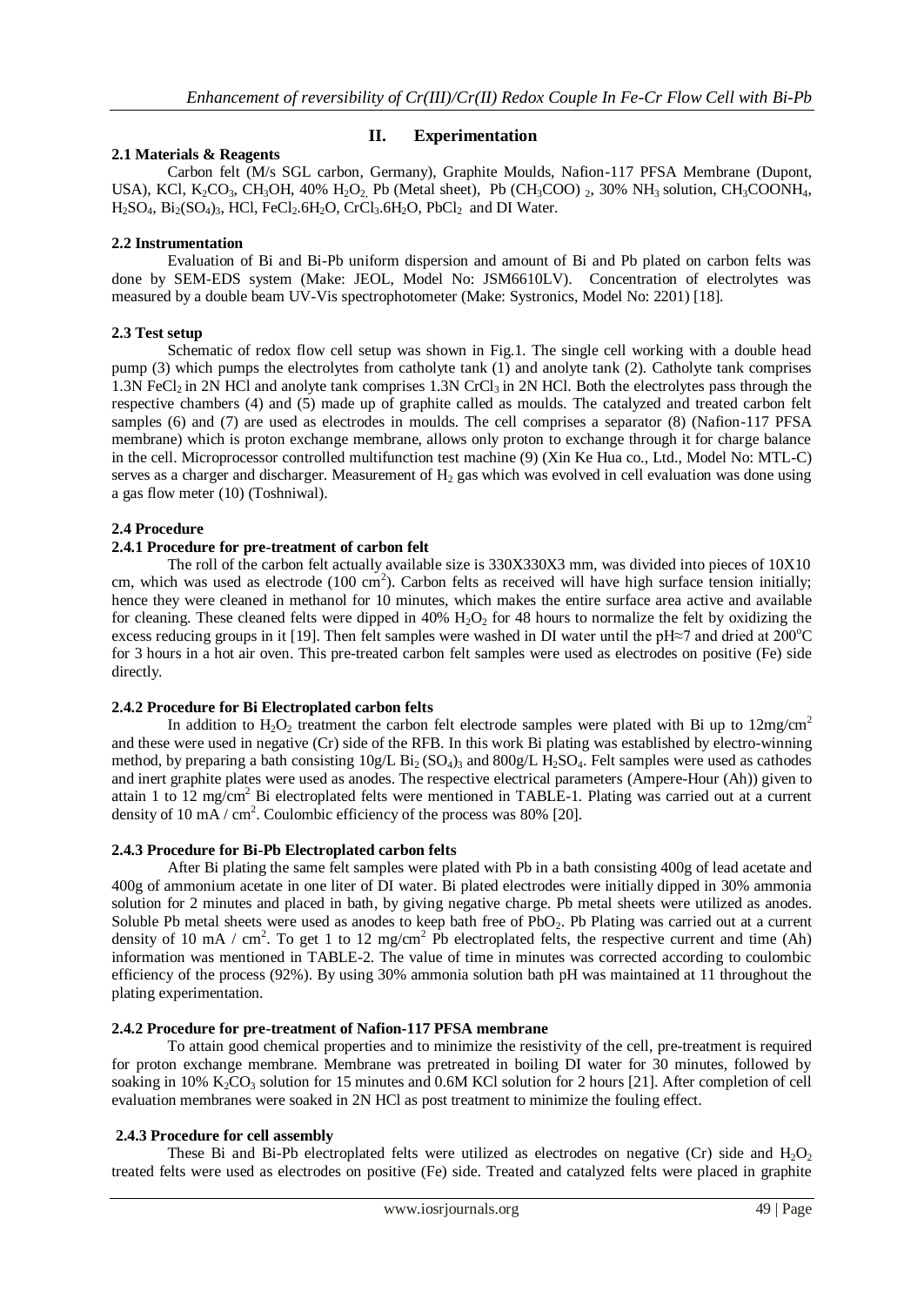## II. Experimentation

### 2.1 Materials & Reagents

Carbon felt (M/s SGL carbon, Germany), Graphite Moulds, Nafion-117 PFSA Membrane (Dupont, USA), KCl, $K_2CO_3$, $CH_3OH$, 40% $H_2O_2$, Pb (Metal sheet), Pb $(CH_3COO)_2$, 30% $NH_3$ solution, $CH_3COONH_4$, $H_2SO_4$, $Bi_2(SO_4)_3$, HCl, $FeCl_2.6H_2O$, $CrCl_3.6H_2O$, $PbCl_2$ and DI Water.

### 2.2 Instrumentation

Evaluation of Bi and Bi-Pb uniform dispersion and amount of Bi and Pb plated on carbon felts was done by SEM-EDS system (Make: JEOL, Model No: JSM6610LV). Concentration of electrolytes was measured by a double beam UV-Vis spectrophotometer (Make: Systronics, Model No: 2201) [18].

### 2.3 Test setup

Schematic of redox flow cell setup was shown in Fig.1. The single cell working with a double head pump (3) which pumps the electrolytes from catholyte tank (1) and anolyte tank (2). Catholyte tank comprises 1.3N $FeCl_2$ in 2N HCl and anolyte tank comprises 1.3N $CrCl_3$ in 2N HCl. Both the electrolytes pass through the respective chambers (4) and (5) made up of graphite called as moulds. The catalyzed and treated carbon felt samples (6) and (7) are used as electrodes in moulds. The cell comprises a separator (8) (Nafion-117 PFSA membrane) which is proton exchange membrane, allows only proton to exchange through it for charge balance in the cell. Microprocessor controlled multifunction test machine (9) (Xin Ke Hua co., Ltd., Model No: MTL-C) serves as a charger and discharger. Measurement of $H_2$ gas which was evolved in cell evaluation was done using a gas flow meter (10) (Toshniwal).

### 2.4 Procedure

#### 2.4.1 Procedure for pre-treatment of carbon felt

The roll of the carbon felt actually available size is 330X330X3 mm, was divided into pieces of 10X10 cm, which was used as electrode (100 $cm^2$). Carbon felts as received will have high surface tension initially; hence they were cleaned in methanol for 10 minutes, which makes the entire surface area active and available for cleaning. These cleaned felts were dipped in 40% $H_2O_2$ for 48 hours to normalize the felt by oxidizing the excess reducing groups in it [19]. Then felt samples were washed in DI water until the pH≈7 and dried at 200$^oC$ for 3 hours in a hot air oven. This pre-treated carbon felt samples were used as electrodes on positive (Fe) side directly.

#### 2.4.2 Procedure for Bi Electroplated carbon felts

In addition to $H_2O_2$ treatment the carbon felt electrode samples were plated with Bi up to 12mg/$cm^2$ and these were used in negative (Cr) side of the RFB. In this work Bi plating was established by electro-winning method, by preparing a bath consisting 10g/L $Bi_2(SO_4)_3$ and 800g/L $H_2SO_4$. Felt samples were used as cathodes and inert graphite plates were used as anodes. The respective electrical parameters (Ampere-Hour (Ah)) given to attain 1 to 12 mg/$cm^2$ Bi electroplated felts were mentioned in TABLE-1. Plating was carried out at a current density of 10 mA / $cm^2$. Coulombic efficiency of the process was 80% [20].

#### 2.4.3 Procedure for Bi-Pb Electroplated carbon felts

After Bi plating the same felt samples were plated with Pb in a bath consisting 400g of lead acetate and 400g of ammonium acetate in one liter of DI water. Bi plated electrodes were initially dipped in 30% ammonia solution for 2 minutes and placed in bath, by giving negative charge. Pb metal sheets were utilized as anodes. Soluble Pb metal sheets were used as anodes to keep bath free of $PbO_2$. Pb Plating was carried out at a current density of 10 mA / $cm^2$. To get 1 to 12 mg/$cm^2$ Pb electroplated felts, the respective current and time (Ah) information was mentioned in TABLE-2. The value of time in minutes was corrected according to coulombic efficiency of the process (92%). By using 30% ammonia solution bath pH was maintained at 11 throughout the plating experimentation.

#### 2.4.2 Procedure for pre-treatment of Nafion-117 PFSA membrane

To attain good chemical properties and to minimize the resistivity of the cell, pre-treatment is required for proton exchange membrane. Membrane was pretreated in boiling DI water for 30 minutes, followed by soaking in 10% $K_2CO_3$ solution for 15 minutes and 0.6M KCl solution for 2 hours [21]. After completion of cell evaluation membranes were soaked in 2N HCl as post treatment to minimize the fouling effect.

#### 2.4.3 Procedure for cell assembly

These Bi and Bi-Pb electroplated felts were utilized as electrodes on negative (Cr) side and $H_2O_2$ treated felts were used as electrodes on positive (Fe) side. Treated and catalyzed felts were placed in graphite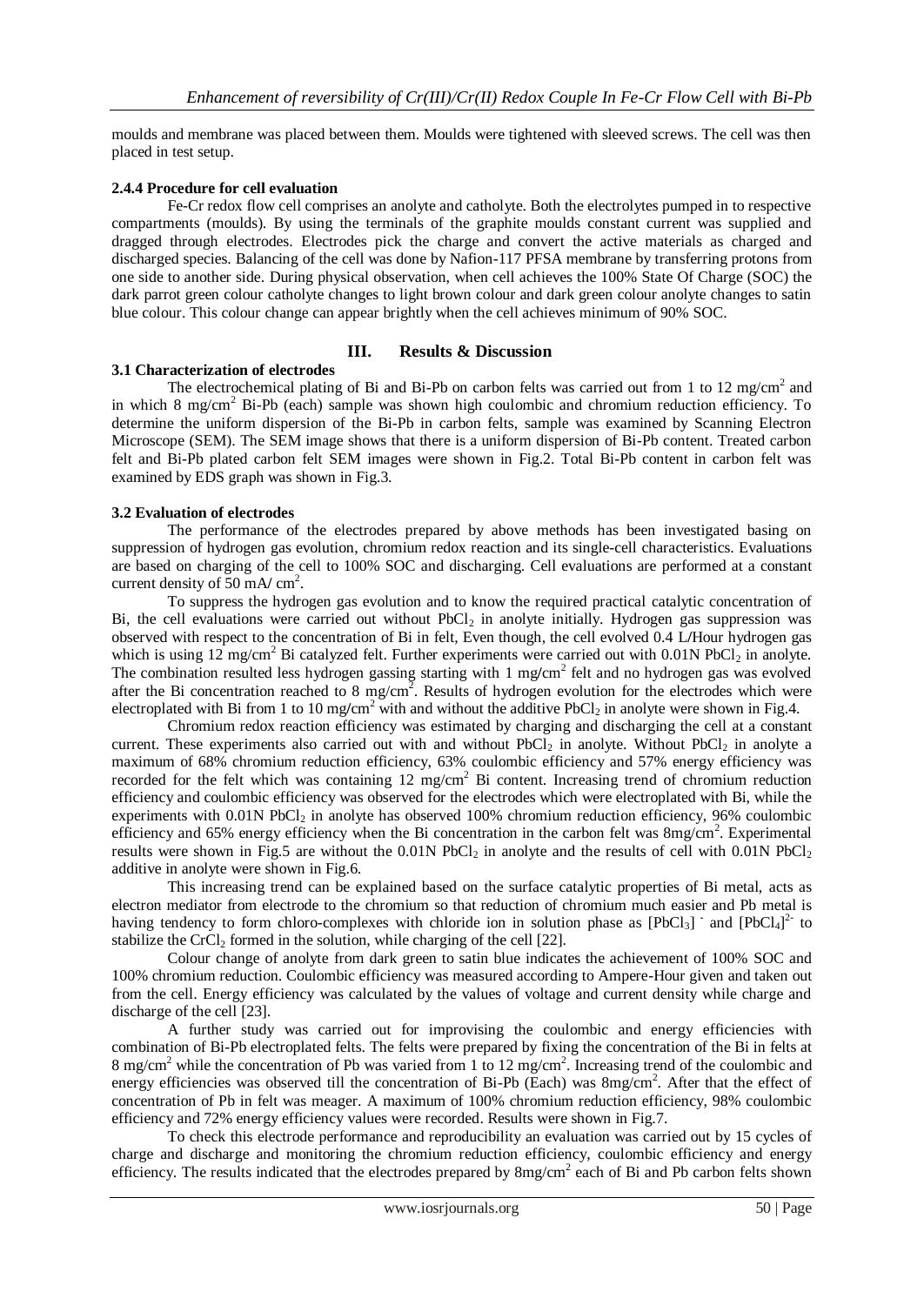moulds and membrane was placed between them. Moulds were tightened with sleeved screws. The cell was then placed in test setup.

#### 2.4.4 Procedure for cell evaluation

Fe-Cr redox flow cell comprises an anolyte and catholyte. Both the electrolytes pumped in to respective compartments (moulds). By using the terminals of the graphite moulds constant current was supplied and dragged through electrodes. Electrodes pick the charge and convert the active materials as charged and discharged species. Balancing of the cell was done by Nafion-117 PFSA membrane by transferring protons from one side to another side. During physical observation, when cell achieves the 100% State Of Charge (SOC) the dark parrot green colour catholyte changes to light brown colour and dark green colour anolyte changes to satin blue colour. This colour change can appear brightly when the cell achieves minimum of 90% SOC.

## III. Results & Discussion

### 3.1 Characterization of electrodes

The electrochemical plating of Bi and Bi-Pb on carbon felts was carried out from 1 to 12 mg/cm$^2$ and in which 8 mg/cm$^2$ Bi-Pb (each) sample was shown high coulombic and chromium reduction efficiency. To determine the uniform dispersion of the Bi-Pb in carbon felts, sample was examined by Scanning Electron Microscope (SEM). The SEM image shows that there is a uniform dispersion of Bi-Pb content. Treated carbon felt and Bi-Pb plated carbon felt SEM images were shown in Fig.2. Total Bi-Pb content in carbon felt was examined by EDS graph was shown in Fig.3.

### 3.2 Evaluation of electrodes

The performance of the electrodes prepared by above methods has been investigated basing on suppression of hydrogen gas evolution, chromium redox reaction and its single-cell characteristics. Evaluations are based on charging of the cell to 100% SOC and discharging. Cell evaluations are performed at a constant current density of 50 mA/ cm$^2$.

To suppress the hydrogen gas evolution and to know the required practical catalytic concentration of Bi, the cell evaluations were carried out without $PbCl_2$ in anolyte initially. Hydrogen gas suppression was observed with respect to the concentration of Bi in felt, Even though, the cell evolved 0.4 L/Hour hydrogen gas which is using 12 mg/cm$^2$ Bi catalyzed felt. Further experiments were carried out with 0.01N $PbCl_2$ in anolyte. The combination resulted less hydrogen gassing starting with 1 mg/cm$^2$ felt and no hydrogen gas was evolved after the Bi concentration reached to 8 mg/cm$^2$. Results of hydrogen evolution for the electrodes which were electroplated with Bi from 1 to 10 mg/cm$^2$ with and without the additive $PbCl_2$ in anolyte were shown in Fig.4.

Chromium redox reaction efficiency was estimated by charging and discharging the cell at a constant current. These experiments also carried out with and without $PbCl_2$ in anolyte. Without $PbCl_2$ in anolyte a maximum of 68% chromium reduction efficiency, 63% coulombic efficiency and 57% energy efficiency was recorded for the felt which was containing 12 mg/cm$^2$ Bi content. Increasing trend of chromium reduction efficiency and coulombic efficiency was observed for the electrodes which were electroplated with Bi, while the experiments with 0.01N $PbCl_2$ in anolyte has observed 100% chromium reduction efficiency, 96% coulombic efficiency and 65% energy efficiency when the Bi concentration in the carbon felt was 8mg/cm$^2$. Experimental results were shown in Fig.5 are without the 0.01N $PbCl_2$ in anolyte and the results of cell with 0.01N $PbCl_2$ additive in anolyte were shown in Fig.6.

This increasing trend can be explained based on the surface catalytic properties of Bi metal, acts as electron mediator from electrode to the chromium so that reduction of chromium much easier and Pb metal is having tendency to form chloro-complexes with chloride ion in solution phase as $[PbCl_3]^-$ and $[PbCl_4]^{2-}$ to stabilize the $CrCl_2$ formed in the solution, while charging of the cell [22].

Colour change of anolyte from dark green to satin blue indicates the achievement of 100% SOC and 100% chromium reduction. Coulombic efficiency was measured according to Ampere-Hour given and taken out from the cell. Energy efficiency was calculated by the values of voltage and current density while charge and discharge of the cell [23].

A further study was carried out for improvising the coulombic and energy efficiencies with combination of Bi-Pb electroplated felts. The felts were prepared by fixing the concentration of the Bi in felts at 8 mg/cm$^2$ while the concentration of Pb was varied from 1 to 12 mg/cm$^2$. Increasing trend of the coulombic and energy efficiencies was observed till the concentration of Bi-Pb (Each) was 8mg/cm$^2$. After that the effect of concentration of Pb in felt was meager. A maximum of 100% chromium reduction efficiency, 98% coulombic efficiency and 72% energy efficiency values were recorded. Results were shown in Fig.7.

To check this electrode performance and reproducibility an evaluation was carried out by 15 cycles of charge and discharge and monitoring the chromium reduction efficiency, coulombic efficiency and energy efficiency. The results indicated that the electrodes prepared by 8mg/cm$^2$ each of Bi and Pb carbon felts shown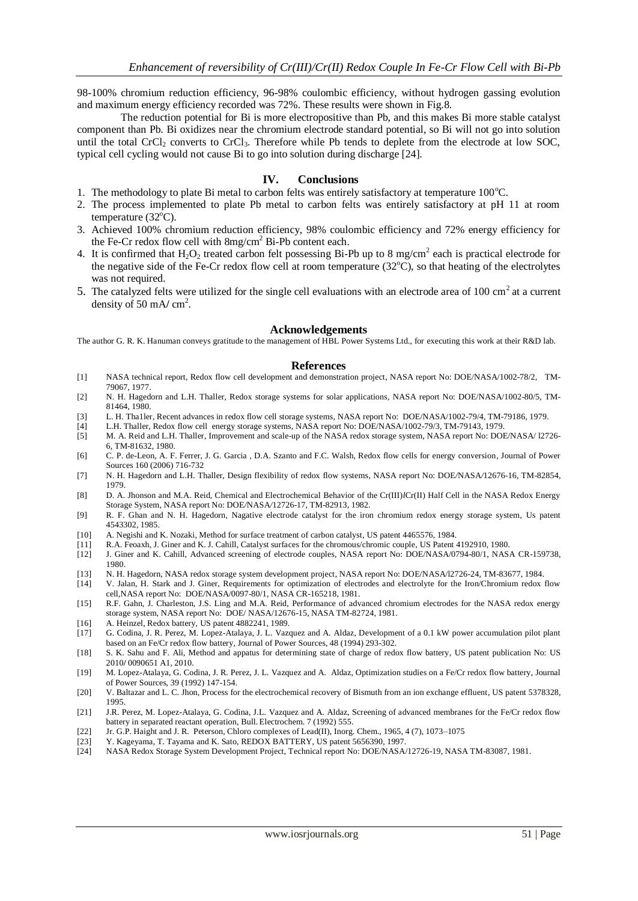98-100% chromium reduction efficiency, 96-98% coulombic efficiency, without hydrogen gassing evolution and maximum energy efficiency recorded was 72%. These results were shown in Fig.8.

The reduction potential for Bi is more electropositive than Pb, and this makes Bi more stable catalyst component than Pb. Bi oxidizes near the chromium electrode standard potential, so Bi will not go into solution until the total $CrCl_2$ converts to $CrCl_3$. Therefore while Pb tends to deplete from the electrode at low SOC, typical cell cycling would not cause Bi to go into solution during discharge [24].

## IV. Conclusions

1. The methodology to plate Bi metal to carbon felts was entirely satisfactory at temperature $100^oC$.
2. The process implemented to plate Pb metal to carbon felts was entirely satisfactory at pH 11 at room temperature ($32^oC$).
3. Achieved 100% chromium reduction efficiency, 98% coulombic efficiency and 72% energy efficiency for the Fe-Cr redox flow cell with $8mg/cm^2$ Bi-Pb content each.
4. It is confirmed that $H_2O_2$ treated carbon felt possessing Bi-Pb up to 8 $mg/cm^2$ each is practical electrode for the negative side of the Fe-Cr redox flow cell at room temperature ($32^oC$), so that heating of the electrolytes was not required.
5. The catalyzed felts were utilized for the single cell evaluations with an electrode area of 100 $cm^2$ at a current density of 50 $mA/cm^2$.

## Acknowledgements

The author G. R. K. Hanuman conveys gratitude to the management of HBL Power Systems Ltd., for executing this work at their R&D lab.

## References

[1] NASA technical report, Redox flow cell development and demonstration project, NASA report No: DOE/NASA/1002-78/2, TM-79067, 1977.
[2] N. H. Hagedorn and L.H. Thaller, Redox storage systems for solar applications, NASA report No: DOE/NASA/1002-80/5, TM-81464, 1980.
[3] L. H. Tha1ler, Recent advances in redox flow cell storage systems, NASA report No: DOE/NASA/1002-79/4, TM-79186, 1979.
[4] L.H. Thaller, Redox flow cell energy storage systems, NASA report No: DOE/NASA/1002-79/3, TM-79143, 1979.
[5] M. A. Reid and L.H. Thaller, Improvement and scale-up of the NASA redox storage system, NASA report No: DOE/NASA/ l2726-6, TM-81632, 1980.
[6] C. P. de-Leon, A. F. Ferrer, J. G. Garcia , D.A. Szanto and F.C. Walsh, Redox flow cells for energy conversion, Journal of Power Sources 160 (2006) 716-732
[7] N. H. Hagedorn and L.H. Thaller, Design flexibility of redox flow systems, NASA report No: DOE/NASA/12676-16, TM-82854, 1979.
[8] D. A. Jhonson and M.A. Reid, Chemical and Electrochemical Behavior of the Cr(III)/Cr(II) Half Cell in the NASA Redox Energy Storage System, NASA report No: DOE/NASA/12726-17, TM-82913, 1982.
[9] R. F. Ghan and N. H. Hagedorn, Nagative electrode catalyst for the iron chromium redox energy storage system, Us patent 4543302, 1985.
[10] A. Negishi and K. Nozaki, Method for surface treatment of carbon catalyst, US patent 4465576, 1984.
[11] R.A. Feoaxh, J. Giner and K. J. Cahill, Catalyst surfaces for the chromous/chromic couple, US Patent 4192910, 1980.
[12] J. Giner and K. Cahill, Advanced screening of electrode couples, NASA report No: DOE/NASA/0794-80/1, NASA CR-159738, 1980.
[13] N. H. Hagedorn, NASA redox storage system development project, NASA report No: DOE/NASA/l2726-24, TM-83677, 1984.
[14] V. Jalan, H. Stark and J. Giner, Requirements for optimization of electrodes and electrolyte for the Iron/Chromium redox flow cell,NASA report No: DOE/NASA/0097-80/1, NASA CR-165218, 1981.
[15] R.F. Gahn, J. Charleston, J.S. Ling and M.A. Reid, Performance of advanced chromium electrodes for the NASA redox energy storage system, NASA report No: DOE/ NASA/12676-15, NASA TM-82724, 1981.
[16] A. Heinzel, Redox battery, US patent 4882241, 1989.
[17] G. Codina, J. R. Perez, M. Lopez-Atalaya, J. L. Vazquez and A. Aldaz, Development of a 0.1 kW power accumulation pilot plant based on an Fe/Cr redox flow battery, Journal of Power Sources, 48 (1994) 293-302.
[18] S. K. Sahu and F. Ali, Method and appatus for determining state of charge of redox flow battery, US patent publication No: US 2010/ 0090651 A1, 2010.
[19] M. Lopez-Atalaya, G. Codina, J. R. Perez, J. L. Vazquez and A. Aldaz, Optimization studies on a Fe/Cr redox flow battery, Journal of Power Sources, 39 (1992) 147-154.
[20] V. Baltazar and L. C. Jhon, Process for the electrochemical recovery of Bismuth from an ion exchange effluent, US patent 5378328, 1995.
[21] J.R. Perez, M. Lopez-Atalaya, G. Codina, J.L. Vazquez and A. Aldaz, Screening of advanced membranes for the Fe/Cr redox flow battery in separated reactant operation, Bull. Electrochem. 7 (1992) 555.
[22] Jr. G.P. Haight and J. R. Peterson, Chloro complexes of Lead(II), Inorg. Chem., 1965, 4 (7), 1073–1075
[23] Y. Kageyama, T. Tayama and K. Sato, REDOX BATTERY, US patent 5656390, 1997.
[24] NASA Redox Storage System Development Project, Technical report No: DOE/NASA/12726-19, NASA TM-83087, 1981.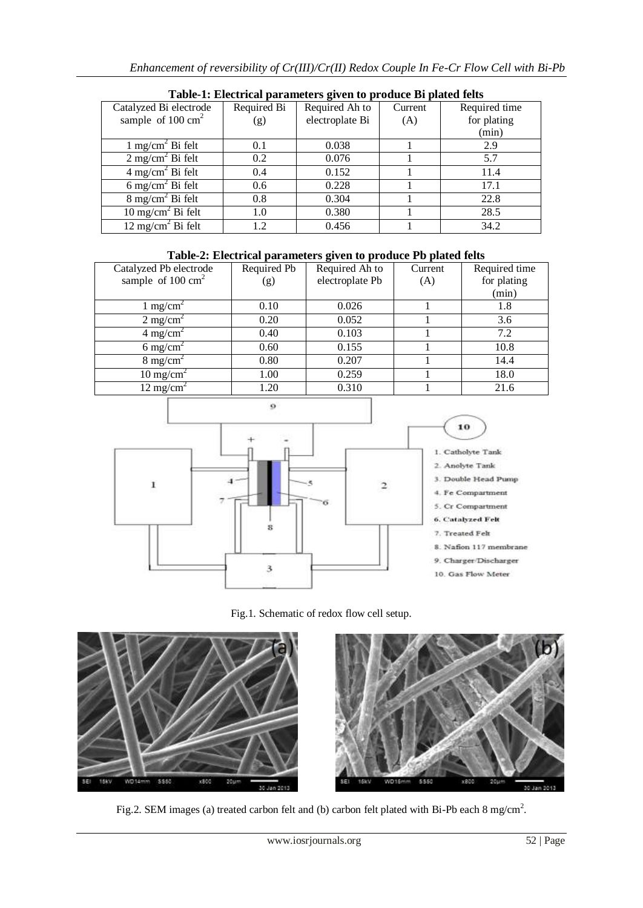**Table-1: Electrical parameters given to produce Bi plated felts**

| Catalyzed Bi electrode sample of 100 $cm^2$ | Required Bi (g) | Required Ah to electroplate Bi | Current (A) | Required time for plating (min) |
|---|---|---|---|---|
| 1 $mg/cm^2$ Bi felt | 0.1 | 0.038 | 1 | 2.9 |
| 2 $mg/cm^2$ Bi felt | 0.2 | 0.076 | 1 | 5.7 |
| 4 $mg/cm^2$ Bi felt | 0.4 | 0.152 | 1 | 11.4 |
| 6 $mg/cm^2$ Bi felt | 0.6 | 0.228 | 1 | 17.1 |
| 8 $mg/cm^2$ Bi felt | 0.8 | 0.304 | 1 | 22.8 |
| 10 $mg/cm^2$ Bi felt | 1.0 | 0.380 | 1 | 28.5 |
| 12 $mg/cm^2$ Bi felt | 1.2 | 0.456 | 1 | 34.2 |

**Table-2: Electrical parameters given to produce Pb plated felts**

| Catalyzed Pb electrode sample of 100 $cm^2$ | Required Pb (g) | Required Ah to electroplate Pb | Current (A) | Required time for plating (min) |
|---|---|---|---|---|
| 1 $mg/cm^2$ | 0.10 | 0.026 | 1 | 1.8 |
| 2 $mg/cm^2$ | 0.20 | 0.052 | 1 | 3.6 |
| 4 $mg/cm^2$ | 0.40 | 0.103 | 1 | 7.2 |
| 6 $mg/cm^2$ | 0.60 | 0.155 | 1 | 10.8 |
| 8 $mg/cm^2$ | 0.80 | 0.207 | 1 | 14.4 |
| 10 $mg/cm^2$ | 1.00 | 0.259 | 1 | 18.0 |
| 12 $mg/cm^2$ | 1.20 | 0.310 | 1 | 21.6 |

Fig.1. Schematic of redox flow cell setup.

Fig.2. SEM images (a) treated carbon felt and (b) carbon felt plated with Bi-Pb each 8 $mg/cm^2$.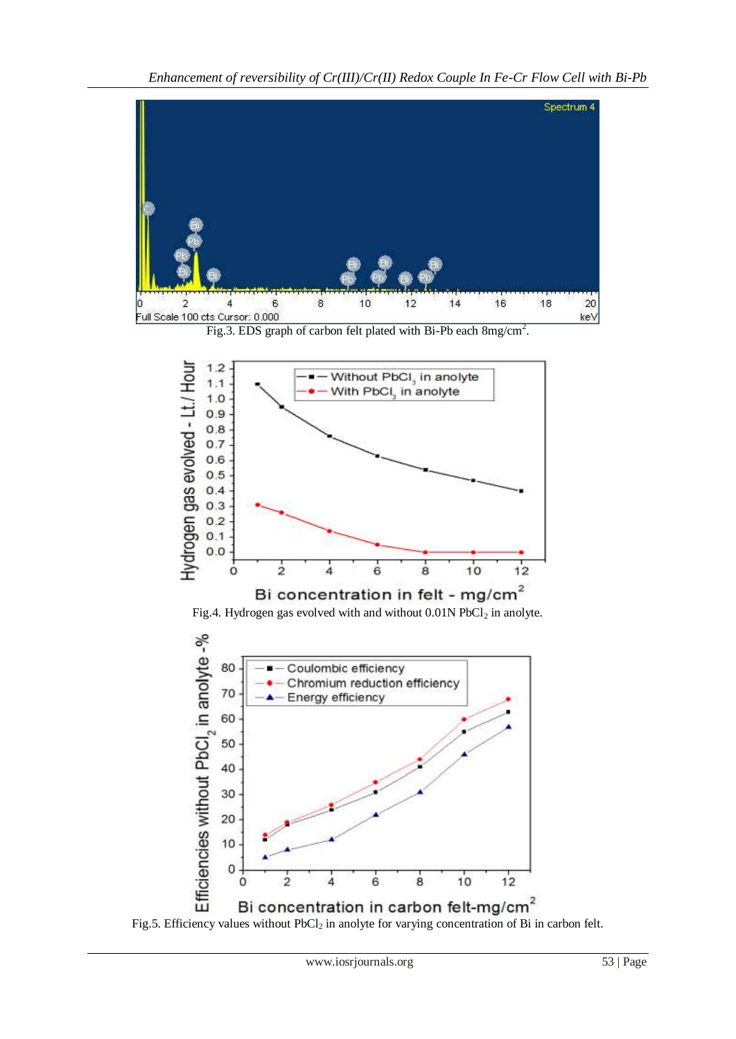Fig.3. EDS graph of carbon felt plated with Bi-Pb each $8 mg/cm^2$.

Fig.4. Hydrogen gas evolved with and without 0.01N $PbCl_2$ in anolyte.

Fig.5. Efficiency values without $PbCl_2$ in anolyte for varying concentration of Bi in carbon felt.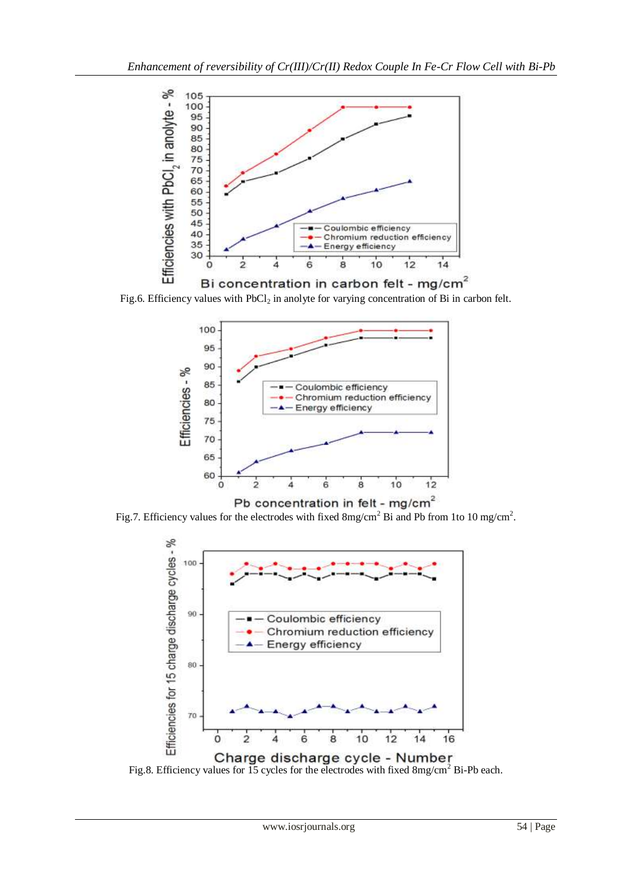Efficiencies with $PbCl_2$ in anolyte - %

105
100
95
90
85
80
75
70
65
60
55
50
45
40
35
30

0 2 4 6 8 10 12 14

Bi concentration in carbon felt - $mg/cm^2$

Coulombic efficiency
Chromium reduction efficiency
Energy efficiency

Fig.6. Efficiency values with $PbCl_2$ in anolyte for varying concentration of Bi in carbon felt.

Efficiencies - %

100
95
90
85
80
75
70
65
60

0 2 4 6 8 10 12

Pb concentration in felt - $mg/cm^2$

Coulombic efficiency
Chromium reduction efficiency
Energy efficiency

Fig.7. Efficiency values for the electrodes with fixed $8mg/cm^2$ Bi and Pb from 1to 10 $mg/cm^2$.

Efficiencies for 15 charge discharge cycles - %

100
90
80
70

0 2 4 6 8 10 12 14 16

Charge discharge cycle - Number

Coulombic efficiency
Chromium reduction efficiency
Energy efficiency

Fig.8. Efficiency values for 15 cycles for the electrodes with fixed $8mg/cm^2$ Bi-Pb each.